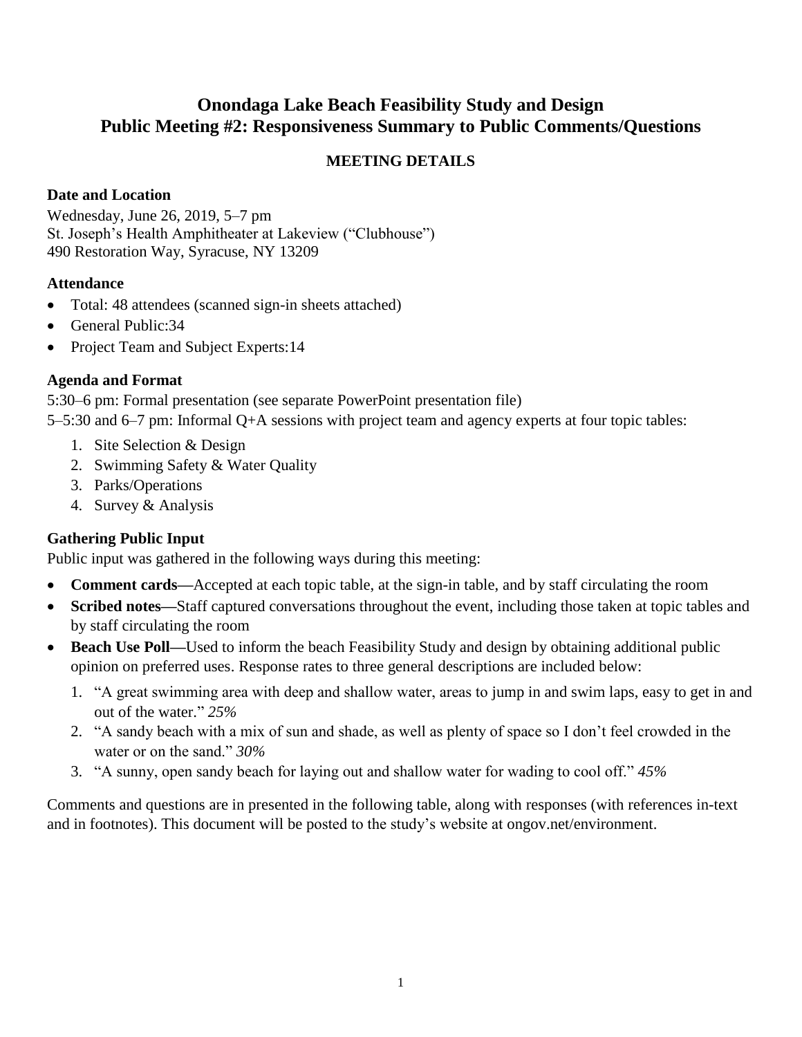# Onondaga Lake Beach Feasibility Study and Design
# Public Meeting #2: Responsiveness Summary to Public Comments/Questions

## MEETING DETAILS

### Date and Location

Wednesday, June 26, 2019, 5–7 pm
St. Joseph's Health Amphitheater at Lakeview ("Clubhouse")
490 Restoration Way, Syracuse, NY 13209

### Attendance

- Total: 48 attendees (scanned sign-in sheets attached)
- General Public:34
- Project Team and Subject Experts:14

### Agenda and Format

5:30–6 pm: Formal presentation (see separate PowerPoint presentation file)
5–5:30 and 6–7 pm: Informal Q+A sessions with project team and agency experts at four topic tables:

1. Site Selection & Design
2. Swimming Safety & Water Quality
3. Parks/Operations
4. Survey & Analysis

### Gathering Public Input

Public input was gathered in the following ways during this meeting:

- **Comment cards—**Accepted at each topic table, at the sign-in table, and by staff circulating the room
- **Scribed notes—**Staff captured conversations throughout the event, including those taken at topic tables and by staff circulating the room
- **Beach Use Poll—**Used to inform the beach Feasibility Study and design by obtaining additional public opinion on preferred uses. Response rates to three general descriptions are included below:
  1. "A great swimming area with deep and shallow water, areas to jump in and swim laps, easy to get in and out of the water." *25%*
  2. "A sandy beach with a mix of sun and shade, as well as plenty of space so I don't feel crowded in the water or on the sand." *30%*
  3. "A sunny, open sandy beach for laying out and shallow water for wading to cool off." *45%*

Comments and questions are in presented in the following table, along with responses (with references in-text and in footnotes). This document will be posted to the study's website at ongov.net/environment.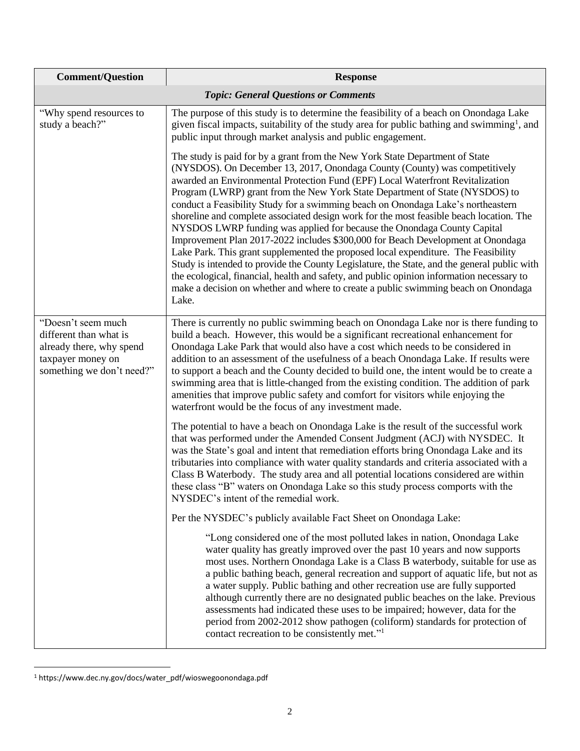| Comment/Question | Response |
|---|---|
| *Topic: General Questions or Comments* | |
| "Why spend resources to study a beach?" | The purpose of this study is to determine the feasibility of a beach on Onondaga Lake given fiscal impacts, suitability of the study area for public bathing and swimming[1], and public input through market analysis and public engagement.<br><br>The study is paid for by a grant from the New York State Department of State (NYSDOS). On December 13, 2017, Onondaga County (County) was competitively awarded an Environmental Protection Fund (EPF) Local Waterfront Revitalization Program (LWRP) grant from the New York State Department of State (NYSDOS) to conduct a Feasibility Study for a swimming beach on Onondaga Lake's northeastern shoreline and complete associated design work for the most feasible beach location. The NYSDOS LWRP funding was applied for because the Onondaga County Capital Improvement Plan 2017-2022 includes $300,000 for Beach Development at Onondaga Lake Park. This grant supplemented the proposed local expenditure. The Feasibility Study is intended to provide the County Legislature, the State, and the general public with the ecological, financial, health and safety, and public opinion information necessary to make a decision on whether and where to create a public swimming beach on Onondaga Lake. |
| "Doesn't seem much different than what is already there, why spend taxpayer money on something we don't need?" | There is currently no public swimming beach on Onondaga Lake nor is there funding to build a beach. However, this would be a significant recreational enhancement for Onondaga Lake Park that would also have a cost which needs to be considered in addition to an assessment of the usefulness of a beach Onondaga Lake. If results were to support a beach and the County decided to build one, the intent would be to create a swimming area that is little-changed from the existing condition. The addition of park amenities that improve public safety and comfort for visitors while enjoying the waterfront would be the focus of any investment made.<br><br>The potential to have a beach on Onondaga Lake is the result of the successful work that was performed under the Amended Consent Judgment (ACJ) with NYSDEC. It was the State's goal and intent that remediation efforts bring Onondaga Lake and its tributaries into compliance with water quality standards and criteria associated with a Class B Waterbody. The study area and all potential locations considered are within these class "B" waters on Onondaga Lake so this study process comports with the NYSDEC's intent of the remedial work.<br><br>Per the NYSDEC's publicly available Fact Sheet on Onondaga Lake:<br><br>"Long considered one of the most polluted lakes in nation, Onondaga Lake water quality has greatly improved over the past 10 years and now supports most uses. Northern Onondaga Lake is a Class B waterbody, suitable for use as a public bathing beach, general recreation and support of aquatic life, but not as a water supply. Public bathing and other recreation use are fully supported although currently there are no designated public beaches on the lake. Previous assessments had indicated these uses to be impaired; however, data for the period from 2002-2012 show pathogen (coliform) standards for protection of contact recreation to be consistently met."[1] |

[1] https://www.dec.ny.gov/docs/water_pdf/wioswegoonondaga.pdf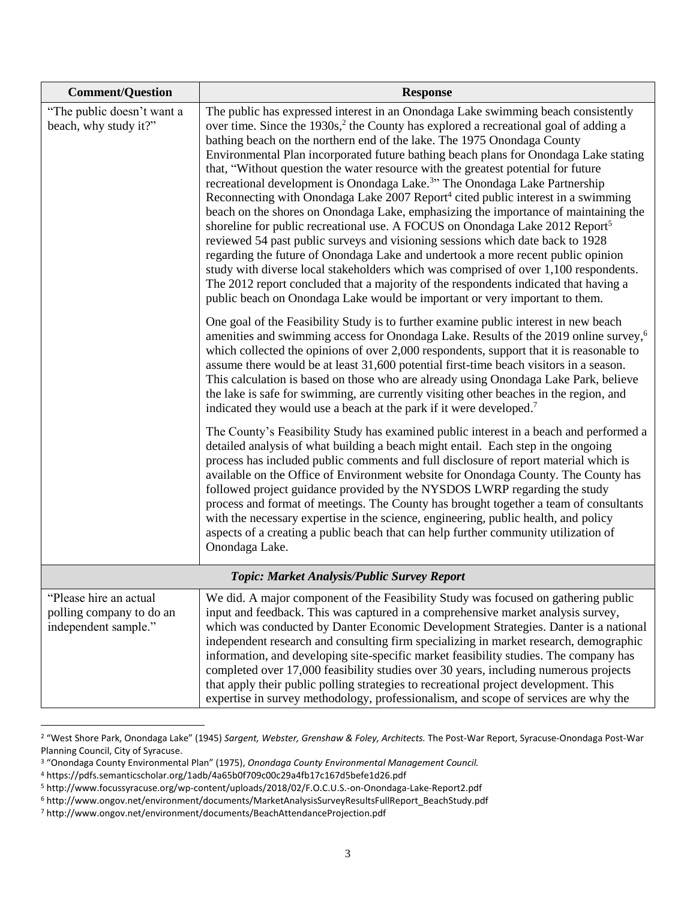| Comment/Question | Response |
|---|---|
| "The public doesn't want a beach, why study it?" | The public has expressed interest in an Onondaga Lake swimming beach consistently over time. Since the 1930s,[2] the County has explored a recreational goal of adding a bathing beach on the northern end of the lake. The 1975 Onondaga County Environmental Plan incorporated future bathing beach plans for Onondaga Lake stating that, "Without question the water resource with the greatest potential for future recreational development is Onondaga Lake.[3]" The Onondaga Lake Partnership Reconnecting with Onondaga Lake 2007 Report[4] cited public interest in a swimming beach on the shores on Onondaga Lake, emphasizing the importance of maintaining the shoreline for public recreational use. A FOCUS on Onondaga Lake 2012 Report[5] reviewed 54 past public surveys and visioning sessions which date back to 1928 regarding the future of Onondaga Lake and undertook a more recent public opinion study with diverse local stakeholders which was comprised of over 1,100 respondents. The 2012 report concluded that a majority of the respondents indicated that having a public beach on Onondaga Lake would be important or very important to them.<br><br>One goal of the Feasibility Study is to further examine public interest in new beach amenities and swimming access for Onondaga Lake. Results of the 2019 online survey,[6] which collected the opinions of over 2,000 respondents, support that it is reasonable to assume there would be at least 31,600 potential first-time beach visitors in a season. This calculation is based on those who are already using Onondaga Lake Park, believe the lake is safe for swimming, are currently visiting other beaches in the region, and indicated they would use a beach at the park if it were developed.[7]<br><br>The County's Feasibility Study has examined public interest in a beach and performed a detailed analysis of what building a beach might entail. Each step in the ongoing process has included public comments and full disclosure of report material which is available on the Office of Environment website for Onondaga County. The County has followed project guidance provided by the NYSDOS LWRP regarding the study process and format of meetings. The County has brought together a team of consultants with the necessary expertise in the science, engineering, public health, and policy aspects of a creating a public beach that can help further community utilization of Onondaga Lake. |
| ***Topic: Market Analysis/Public Survey Report*** | |
| "Please hire an actual polling company to do an independent sample." | We did. A major component of the Feasibility Study was focused on gathering public input and feedback. This was captured in a comprehensive market analysis survey, which was conducted by Danter Economic Development Strategies. Danter is a national independent research and consulting firm specializing in market research, demographic information, and developing site-specific market feasibility studies. The company has completed over 17,000 feasibility studies over 30 years, including numerous projects that apply their public polling strategies to recreational project development. This expertise in survey methodology, professionalism, and scope of services are why the |

[2] "West Shore Park, Onondaga Lake" (1945) *Sargent, Webster, Grenshaw & Foley, Architects.* The Post-War Report, Syracuse-Onondaga Post-War Planning Council, City of Syracuse.

[3] "Onondaga County Environmental Plan" (1975), *Onondaga County Environmental Management Council.*

[4] https://pdfs.semanticscholar.org/1adb/4a65b0f709c00c29a4fb17c167d5befe1d26.pdf

[5] http://www.focussyracuse.org/wp-content/uploads/2018/02/F.O.C.U.S.-on-Onondaga-Lake-Report2.pdf

[6] http://www.ongov.net/environment/documents/MarketAnalysisSurveyResultsFullReport_BeachStudy.pdf

[7] http://www.ongov.net/environment/documents/BeachAttendanceProjection.pdf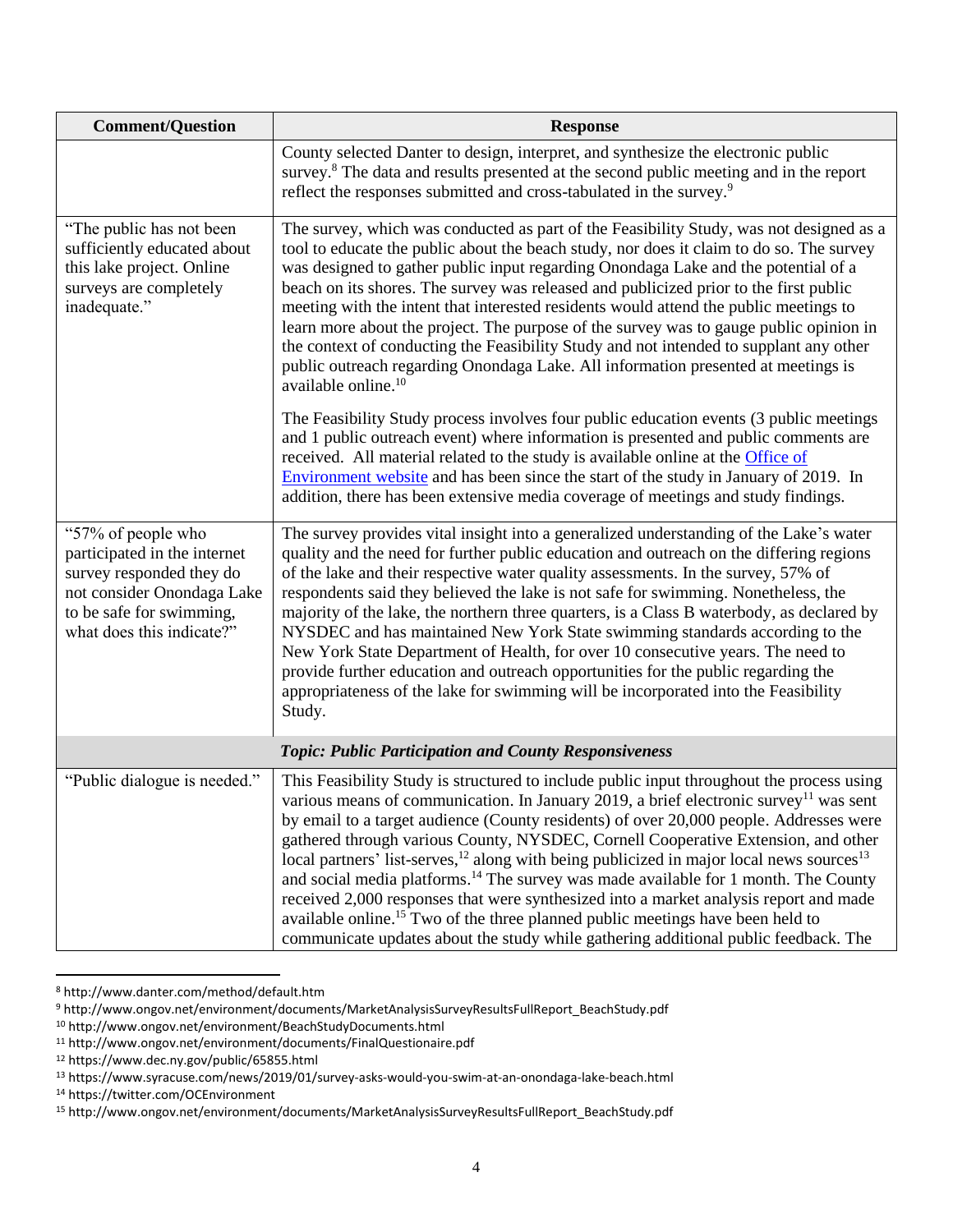| Comment/Question | Response |
|---|---|
| | County selected Danter to design, interpret, and synthesize the electronic public survey.[8] The data and results presented at the second public meeting and in the report reflect the responses submitted and cross-tabulated in the survey.[9] |
| "The public has not been sufficiently educated about this lake project. Online surveys are completely inadequate." | The survey, which was conducted as part of the Feasibility Study, was not designed as a tool to educate the public about the beach study, nor does it claim to do so. The survey was designed to gather public input regarding Onondaga Lake and the potential of a beach on its shores. The survey was released and publicized prior to the first public meeting with the intent that interested residents would attend the public meetings to learn more about the project. The purpose of the survey was to gauge public opinion in the context of conducting the Feasibility Study and not intended to supplant any other public outreach regarding Onondaga Lake. All information presented at meetings is available online.[10]<br><br>The Feasibility Study process involves four public education events (3 public meetings and 1 public outreach event) where information is presented and public comments are received. All material related to the study is available online at the Office of Environment website and has been since the start of the study in January of 2019. In addition, there has been extensive media coverage of meetings and study findings. |
| "57% of people who participated in the internet survey responded they do not consider Onondaga Lake to be safe for swimming, what does this indicate?" | The survey provides vital insight into a generalized understanding of the Lake's water quality and the need for further public education and outreach on the differing regions of the lake and their respective water quality assessments. In the survey, 57% of respondents said they believed the lake is not safe for swimming. Nonetheless, the majority of the lake, the northern three quarters, is a Class B waterbody, as declared by NYSDEC and has maintained New York State swimming standards according to the New York State Department of Health, for over 10 consecutive years. The need to provide further education and outreach opportunities for the public regarding the appropriateness of the lake for swimming will be incorporated into the Feasibility Study. |
| ***Topic: Public Participation and County Responsiveness*** | |
| "Public dialogue is needed." | This Feasibility Study is structured to include public input throughout the process using various means of communication. In January 2019, a brief electronic survey[11] was sent by email to a target audience (County residents) of over 20,000 people. Addresses were gathered through various County, NYSDEC, Cornell Cooperative Extension, and other local partners' list-serves,[12] along with being publicized in major local news sources[13] and social media platforms.[14] The survey was made available for 1 month. The County received 2,000 responses that were synthesized into a market analysis report and made available online.[15] Two of the three planned public meetings have been held to communicate updates about the study while gathering additional public feedback. The |

[8] http://www.danter.com/method/default.htm

[9] http://www.ongov.net/environment/documents/MarketAnalysisSurveyResultsFullReport_BeachStudy.pdf

[10] http://www.ongov.net/environment/BeachStudyDocuments.html

[11] http://www.ongov.net/environment/documents/FinalQuestionaire.pdf

[12] https://www.dec.ny.gov/public/65855.html

[13] https://www.syracuse.com/news/2019/01/survey-asks-would-you-swim-at-an-onondaga-lake-beach.html

[14] https://twitter.com/OCEnvironment

[15] http://www.ongov.net/environment/documents/MarketAnalysisSurveyResultsFullReport_BeachStudy.pdf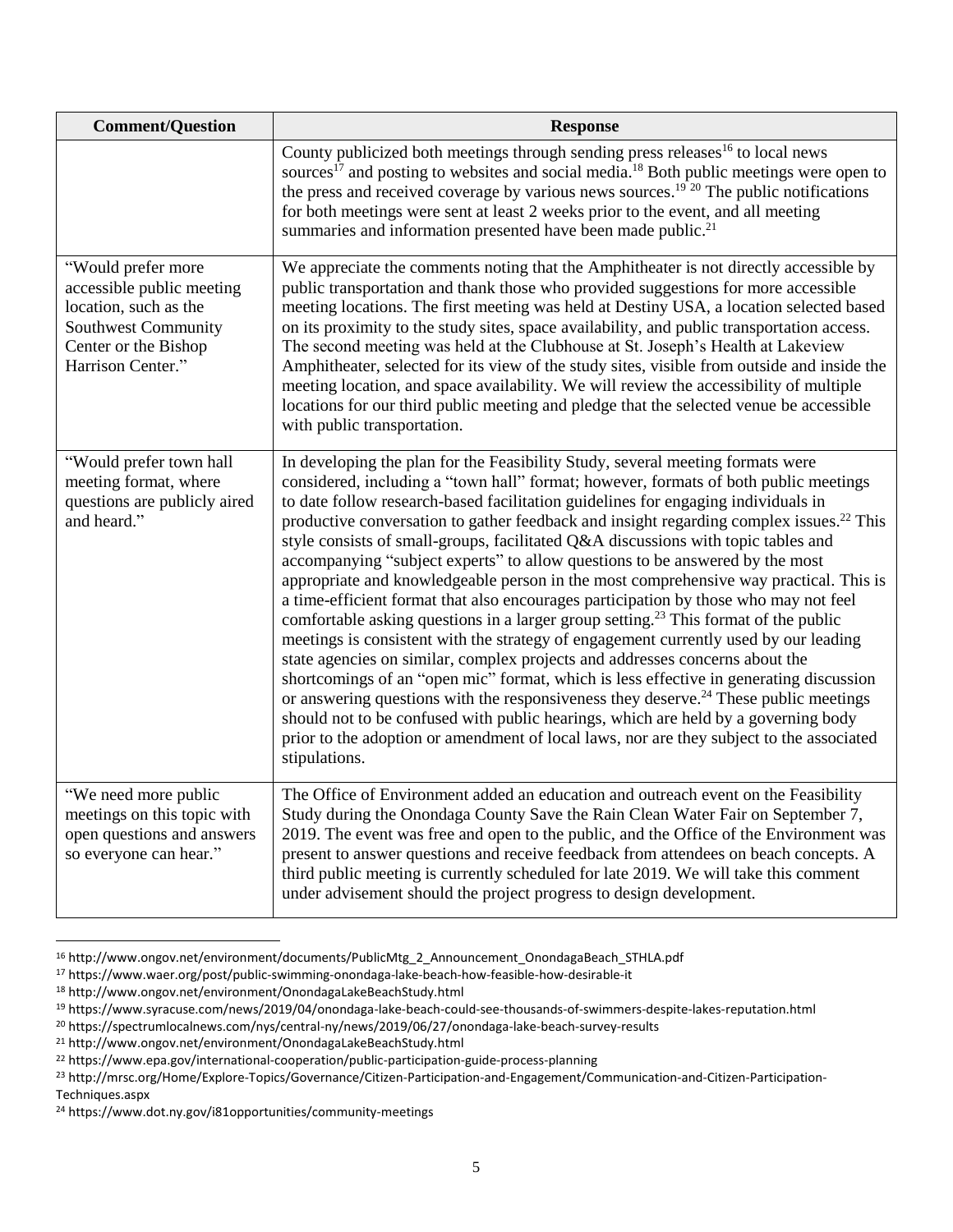| Comment/Question | Response |
| --- | --- |
| | County publicized both meetings through sending press releases[16] to local news sources[17] and posting to websites and social media.[18] Both public meetings were open to the press and received coverage by various news sources.[19] [20] The public notifications for both meetings were sent at least 2 weeks prior to the event, and all meeting summaries and information presented have been made public.[21] |
| "Would prefer more accessible public meeting location, such as the Southwest Community Center or the Bishop Harrison Center." | We appreciate the comments noting that the Amphitheater is not directly accessible by public transportation and thank those who provided suggestions for more accessible meeting locations. The first meeting was held at Destiny USA, a location selected based on its proximity to the study sites, space availability, and public transportation access. The second meeting was held at the Clubhouse at St. Joseph's Health at Lakeview Amphitheater, selected for its view of the study sites, visible from outside and inside the meeting location, and space availability. We will review the accessibility of multiple locations for our third public meeting and pledge that the selected venue be accessible with public transportation. |
| "Would prefer town hall meeting format, where questions are publicly aired and heard." | In developing the plan for the Feasibility Study, several meeting formats were considered, including a "town hall" format; however, formats of both public meetings to date follow research-based facilitation guidelines for engaging individuals in productive conversation to gather feedback and insight regarding complex issues.[22] This style consists of small-groups, facilitated Q&A discussions with topic tables and accompanying "subject experts" to allow questions to be answered by the most appropriate and knowledgeable person in the most comprehensive way practical. This is a time-efficient format that also encourages participation by those who may not feel comfortable asking questions in a larger group setting.[23] This format of the public meetings is consistent with the strategy of engagement currently used by our leading state agencies on similar, complex projects and addresses concerns about the shortcomings of an "open mic" format, which is less effective in generating discussion or answering questions with the responsiveness they deserve.[24] These public meetings should not to be confused with public hearings, which are held by a governing body prior to the adoption or amendment of local laws, nor are they subject to the associated stipulations. |
| "We need more public meetings on this topic with open questions and answers so everyone can hear." | The Office of Environment added an education and outreach event on the Feasibility Study during the Onondaga County Save the Rain Clean Water Fair on September 7, 2019. The event was free and open to the public, and the Office of the Environment was present to answer questions and receive feedback from attendees on beach concepts. A third public meeting is currently scheduled for late 2019. We will take this comment under advisement should the project progress to design development. |

[16] http://www.ongov.net/environment/documents/PublicMtg_2_Announcement_OnondagaBeach_STHLA.pdf
[17] https://www.waer.org/post/public-swimming-onondaga-lake-beach-how-feasible-how-desirable-it
[18] http://www.ongov.net/environment/OnondagaLakeBeachStudy.html
[19] https://www.syracuse.com/news/2019/04/onondaga-lake-beach-could-see-thousands-of-swimmers-despite-lakes-reputation.html
[20] https://spectrumlocalnews.com/nys/central-ny/news/2019/06/27/onondaga-lake-beach-survey-results
[21] http://www.ongov.net/environment/OnondagaLakeBeachStudy.html
[22] https://www.epa.gov/international-cooperation/public-participation-guide-process-planning
[23] http://mrsc.org/Home/Explore-Topics/Governance/Citizen-Participation-and-Engagement/Communication-and-Citizen-Participation-Techniques.aspx
[24] https://www.dot.ny.gov/i81opportunities/community-meetings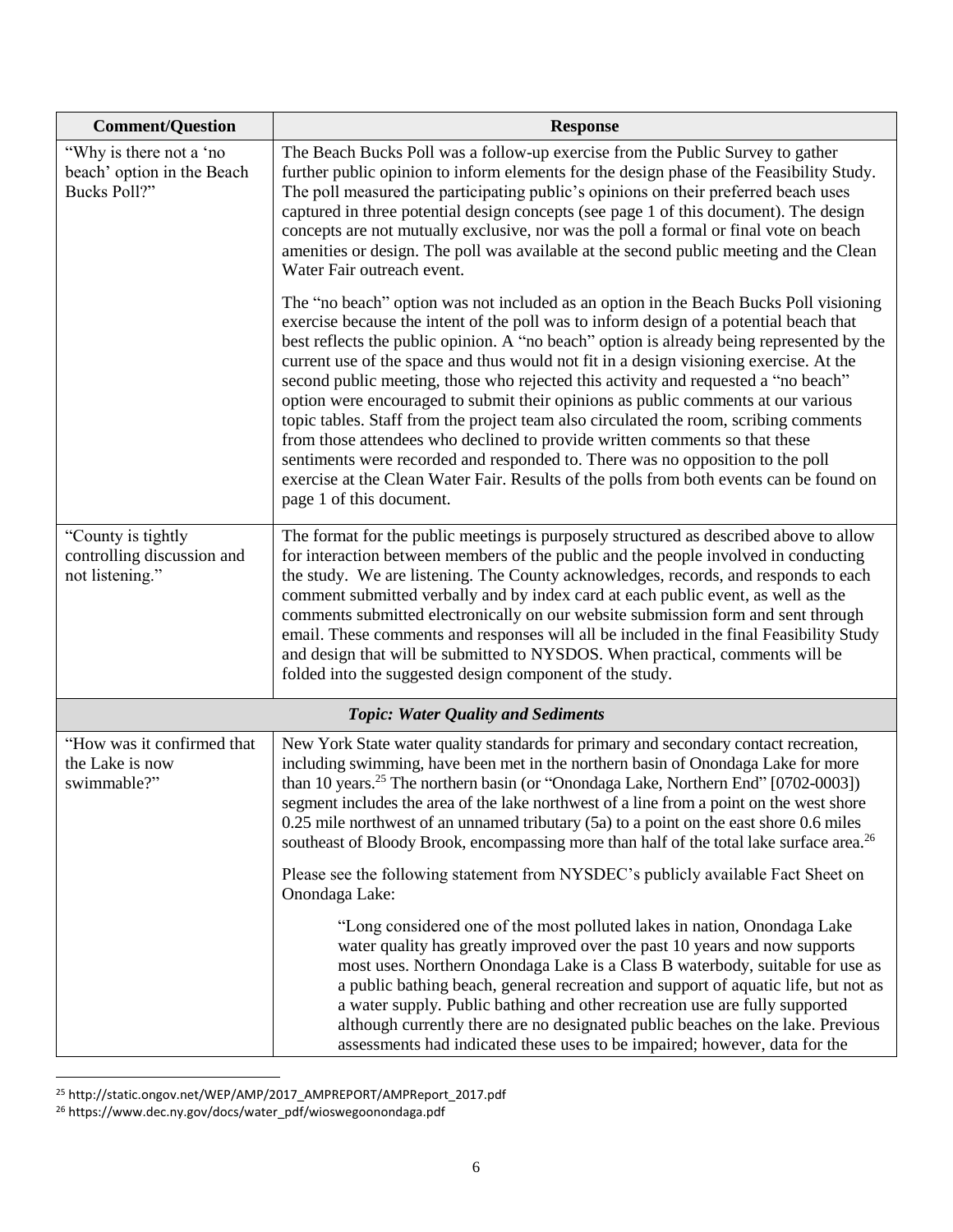| Comment/Question | Response |
|---|---|
| "Why is there not a 'no beach' option in the Beach Bucks Poll?" | The Beach Bucks Poll was a follow-up exercise from the Public Survey to gather further public opinion to inform elements for the design phase of the Feasibility Study. The poll measured the participating public's opinions on their preferred beach uses captured in three potential design concepts (see page 1 of this document). The design concepts are not mutually exclusive, nor was the poll a formal or final vote on beach amenities or design. The poll was available at the second public meeting and the Clean Water Fair outreach event.<br><br>The "no beach" option was not included as an option in the Beach Bucks Poll visioning exercise because the intent of the poll was to inform design of a potential beach that best reflects the public opinion. A "no beach" option is already being represented by the current use of the space and thus would not fit in a design visioning exercise. At the second public meeting, those who rejected this activity and requested a "no beach" option were encouraged to submit their opinions as public comments at our various topic tables. Staff from the project team also circulated the room, scribing comments from those attendees who declined to provide written comments so that these sentiments were recorded and responded to. There was no opposition to the poll exercise at the Clean Water Fair. Results of the polls from both events can be found on page 1 of this document. |
| "County is tightly controlling discussion and not listening." | The format for the public meetings is purposely structured as described above to allow for interaction between members of the public and the people involved in conducting the study. We are listening. The County acknowledges, records, and responds to each comment submitted verbally and by index card at each public event, as well as the comments submitted electronically on our website submission form and sent through email. These comments and responses will all be included in the final Feasibility Study and design that will be submitted to NYSDOS. When practical, comments will be folded into the suggested design component of the study. |
| ***Topic: Water Quality and Sediments*** | |
| "How was it confirmed that the Lake is now swimmable?" | New York State water quality standards for primary and secondary contact recreation, including swimming, have been met in the northern basin of Onondaga Lake for more than 10 years.[25] The northern basin (or "Onondaga Lake, Northern End" [0702-0003]) segment includes the area of the lake northwest of a line from a point on the west shore 0.25 mile northwest of an unnamed tributary (5a) to a point on the east shore 0.6 miles southeast of Bloody Brook, encompassing more than half of the total lake surface area.[26]<br><br>Please see the following statement from NYSDEC's publicly available Fact Sheet on Onondaga Lake:<br><br>"Long considered one of the most polluted lakes in nation, Onondaga Lake water quality has greatly improved over the past 10 years and now supports most uses. Northern Onondaga Lake is a Class B waterbody, suitable for use as a public bathing beach, general recreation and support of aquatic life, but not as a water supply. Public bathing and other recreation use are fully supported although currently there are no designated public beaches on the lake. Previous assessments had indicated these uses to be impaired; however, data for the |

[25] http://static.ongov.net/WEP/AMP/2017_AMPREPORT/AMPReport_2017.pdf

[26] https://www.dec.ny.gov/docs/water_pdf/wioswegoonondaga.pdf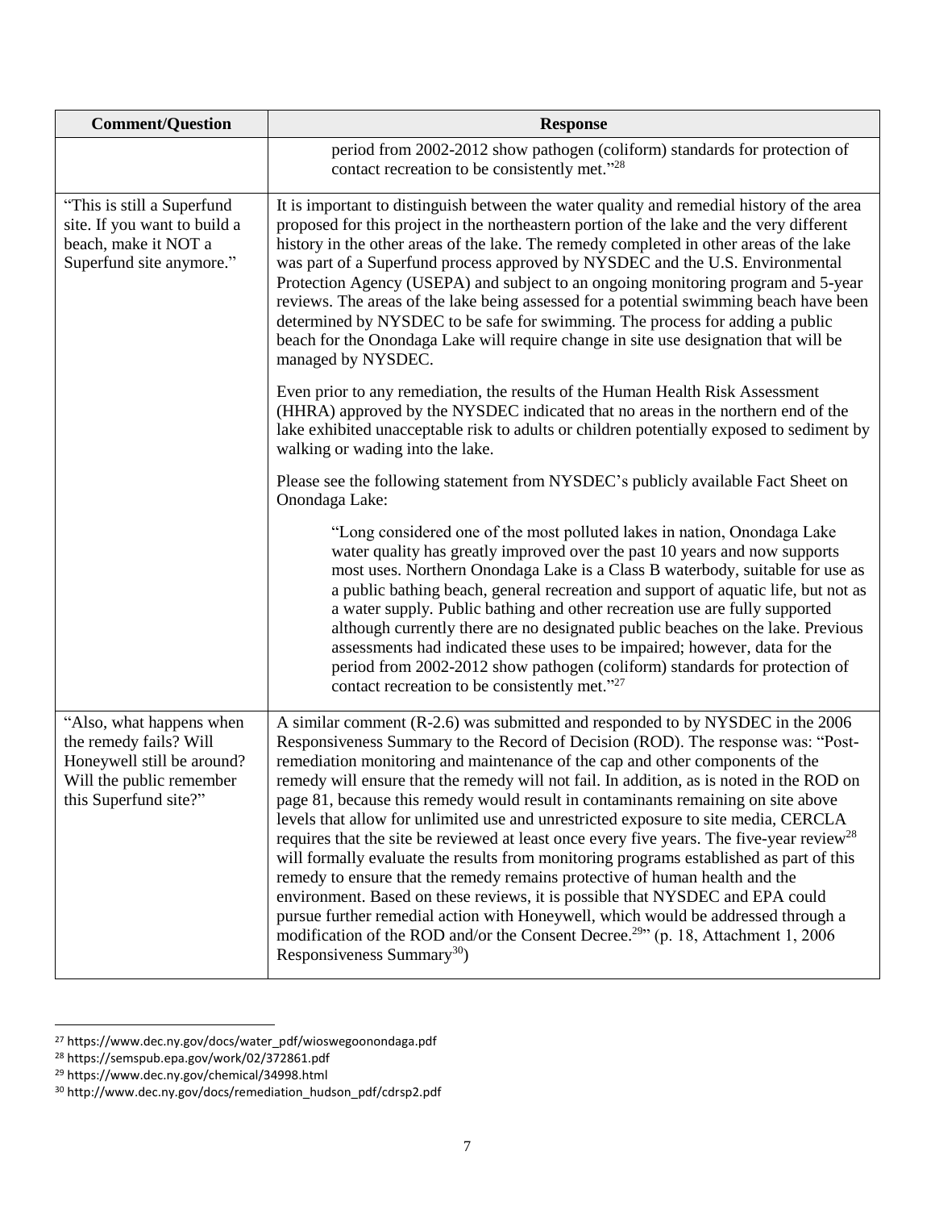| Comment/Question | Response |
| --- | --- |
| | period from 2002-2012 show pathogen (coliform) standards for protection of contact recreation to be consistently met."[28] |
| "This is still a Superfund site. If you want to build a beach, make it NOT a Superfund site anymore." | It is important to distinguish between the water quality and remedial history of the area proposed for this project in the northeastern portion of the lake and the very different history in the other areas of the lake. The remedy completed in other areas of the lake was part of a Superfund process approved by NYSDEC and the U.S. Environmental Protection Agency (USEPA) and subject to an ongoing monitoring program and 5-year reviews. The areas of the lake being assessed for a potential swimming beach have been determined by NYSDEC to be safe for swimming. The process for adding a public beach for the Onondaga Lake will require change in site use designation that will be managed by NYSDEC.<br><br>Even prior to any remediation, the results of the Human Health Risk Assessment (HHRA) approved by the NYSDEC indicated that no areas in the northern end of the lake exhibited unacceptable risk to adults or children potentially exposed to sediment by walking or wading into the lake.<br><br>Please see the following statement from NYSDEC's publicly available Fact Sheet on Onondaga Lake:<br><br>"Long considered one of the most polluted lakes in nation, Onondaga Lake water quality has greatly improved over the past 10 years and now supports most uses. Northern Onondaga Lake is a Class B waterbody, suitable for use as a public bathing beach, general recreation and support of aquatic life, but not as a water supply. Public bathing and other recreation use are fully supported although currently there are no designated public beaches on the lake. Previous assessments had indicated these uses to be impaired; however, data for the period from 2002-2012 show pathogen (coliform) standards for protection of contact recreation to be consistently met."[27] |
| "Also, what happens when the remedy fails? Will Honeywell still be around? Will the public remember this Superfund site?" | A similar comment (R-2.6) was submitted and responded to by NYSDEC in the 2006 Responsiveness Summary to the Record of Decision (ROD). The response was: "Post-remediation monitoring and maintenance of the cap and other components of the remedy will ensure that the remedy will not fail. In addition, as is noted in the ROD on page 81, because this remedy would result in contaminants remaining on site above levels that allow for unlimited use and unrestricted exposure to site media, CERCLA requires that the site be reviewed at least once every five years. The five-year review[28] will formally evaluate the results from monitoring programs established as part of this remedy to ensure that the remedy remains protective of human health and the environment. Based on these reviews, it is possible that NYSDEC and EPA could pursue further remedial action with Honeywell, which would be addressed through a modification of the ROD and/or the Consent Decree.[29]" (p. 18, Attachment 1, 2006 Responsiveness Summary[30]) |

[27] https://www.dec.ny.gov/docs/water_pdf/wioswegoonondaga.pdf

[28] https://semspub.epa.gov/work/02/372861.pdf

[29] https://www.dec.ny.gov/chemical/34998.html

[30] http://www.dec.ny.gov/docs/remediation_hudson_pdf/cdrsp2.pdf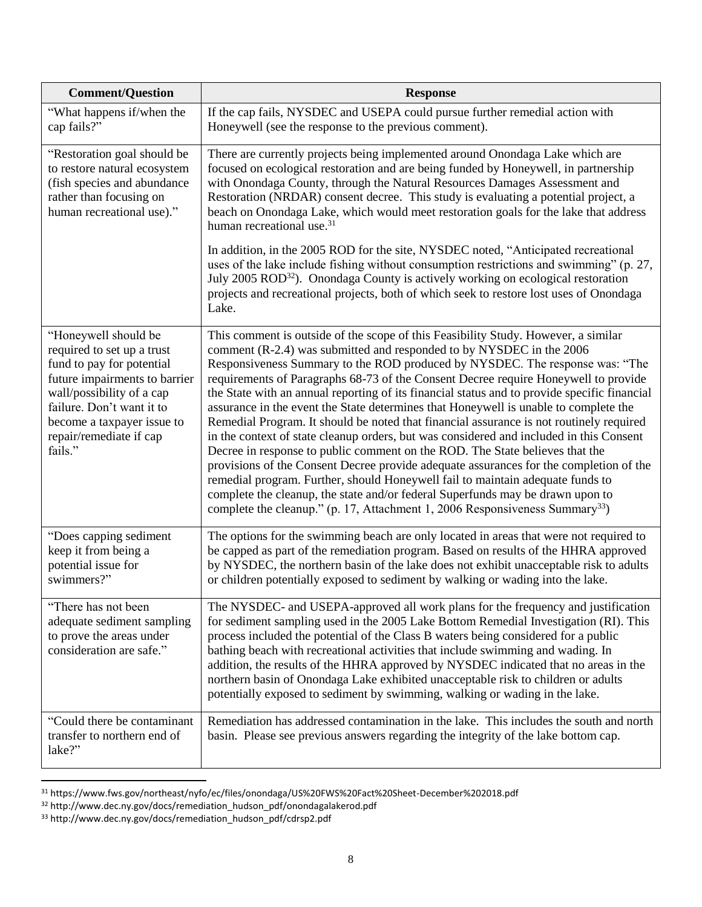| Comment/Question | Response |
|---|---|
| "What happens if/when the cap fails?" | If the cap fails, NYSDEC and USEPA could pursue further remedial action with Honeywell (see the response to the previous comment). |
| "Restoration goal should be to restore natural ecosystem (fish species and abundance rather than focusing on human recreational use)." | There are currently projects being implemented around Onondaga Lake which are focused on ecological restoration and are being funded by Honeywell, in partnership with Onondaga County, through the Natural Resources Damages Assessment and Restoration (NRDAR) consent decree. This study is evaluating a potential project, a beach on Onondaga Lake, which would meet restoration goals for the lake that address human recreational use.[31]<br><br>In addition, in the 2005 ROD for the site, NYSDEC noted, "Anticipated recreational uses of the lake include fishing without consumption restrictions and swimming" (p. 27, July 2005 ROD[32]). Onondaga County is actively working on ecological restoration projects and recreational projects, both of which seek to restore lost uses of Onondaga Lake. |
| "Honeywell should be required to set up a trust fund to pay for potential future impairments to barrier wall/possibility of a cap failure. Don't want it to become a taxpayer issue to repair/remediate if cap fails." | This comment is outside of the scope of this Feasibility Study. However, a similar comment (R-2.4) was submitted and responded to by NYSDEC in the 2006 Responsiveness Summary to the ROD produced by NYSDEC. The response was: "The requirements of Paragraphs 68-73 of the Consent Decree require Honeywell to provide the State with an annual reporting of its financial status and to provide specific financial assurance in the event the State determines that Honeywell is unable to complete the Remedial Program. It should be noted that financial assurance is not routinely required in the context of state cleanup orders, but was considered and included in this Consent Decree in response to public comment on the ROD. The State believes that the provisions of the Consent Decree provide adequate assurances for the completion of the remedial program. Further, should Honeywell fail to maintain adequate funds to complete the cleanup, the state and/or federal Superfunds may be drawn upon to complete the cleanup." (p. 17, Attachment 1, 2006 Responsiveness Summary[33]) |
| "Does capping sediment keep it from being a potential issue for swimmers?" | The options for the swimming beach are only located in areas that were not required to be capped as part of the remediation program. Based on results of the HHRA approved by NYSDEC, the northern basin of the lake does not exhibit unacceptable risk to adults or children potentially exposed to sediment by walking or wading into the lake. |
| "There has not been adequate sediment sampling to prove the areas under consideration are safe." | The NYSDEC- and USEPA-approved all work plans for the frequency and justification for sediment sampling used in the 2005 Lake Bottom Remedial Investigation (RI). This process included the potential of the Class B waters being considered for a public bathing beach with recreational activities that include swimming and wading. In addition, the results of the HHRA approved by NYSDEC indicated that no areas in the northern basin of Onondaga Lake exhibited unacceptable risk to children or adults potentially exposed to sediment by swimming, walking or wading in the lake. |
| "Could there be contaminant transfer to northern end of lake?" | Remediation has addressed contamination in the lake. This includes the south and north basin. Please see previous answers regarding the integrity of the lake bottom cap. |

[31] https://www.fws.gov/northeast/nyfo/ec/files/onondaga/US%20FWS%20Fact%20Sheet-December%202018.pdf

[32] http://www.dec.ny.gov/docs/remediation_hudson_pdf/onondagalakerod.pdf

[33] http://www.dec.ny.gov/docs/remediation_hudson_pdf/cdrsp2.pdf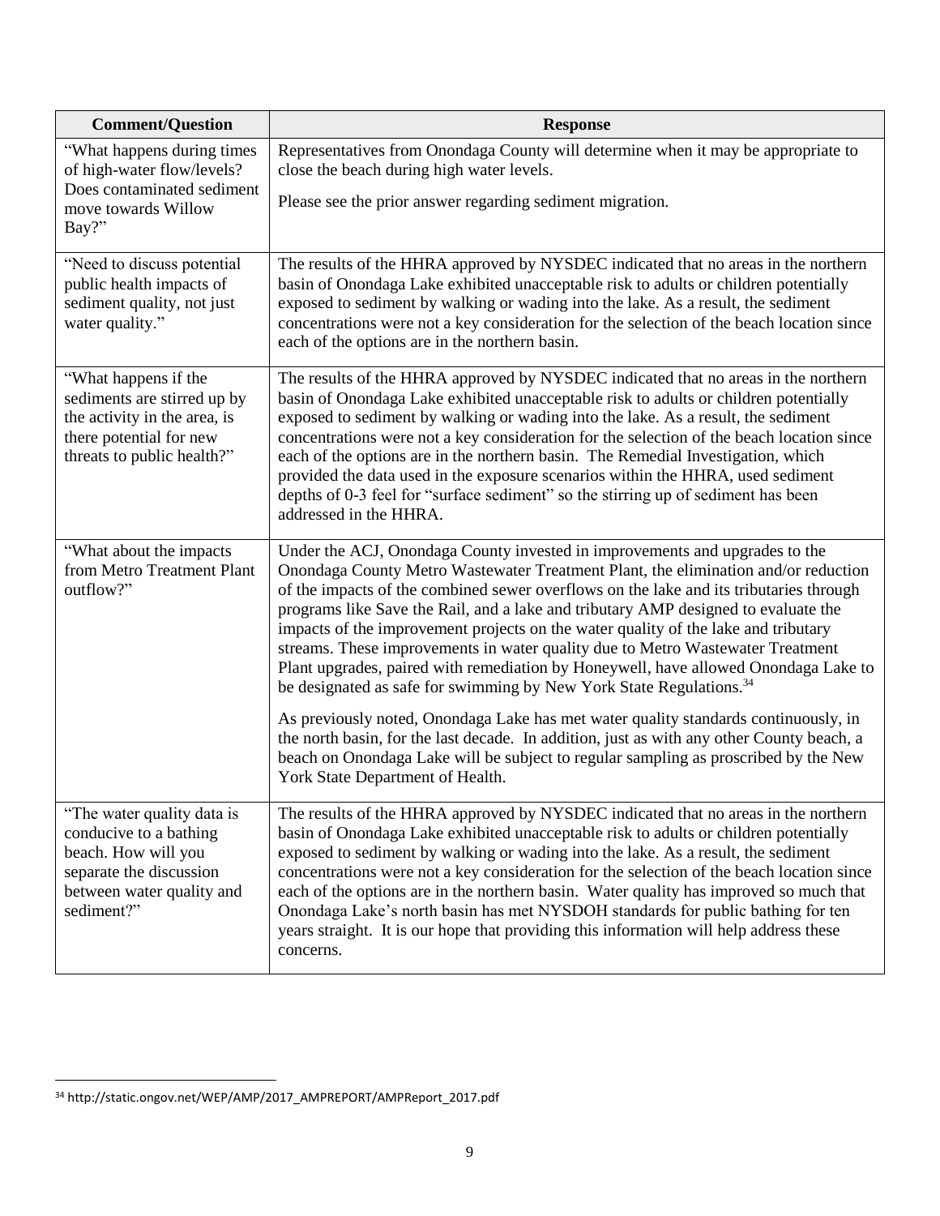| Comment/Question | Response |
|---|---|
| "What happens during times of high-water flow/levels? Does contaminated sediment move towards Willow Bay?" | Representatives from Onondaga County will determine when it may be appropriate to close the beach during high water levels. Please see the prior answer regarding sediment migration. |
| "Need to discuss potential public health impacts of sediment quality, not just water quality." | The results of the HHRA approved by NYSDEC indicated that no areas in the northern basin of Onondaga Lake exhibited unacceptable risk to adults or children potentially exposed to sediment by walking or wading into the lake. As a result, the sediment concentrations were not a key consideration for the selection of the beach location since each of the options are in the northern basin. |
| "What happens if the sediments are stirred up by the activity in the area, is there potential for new threats to public health?" | The results of the HHRA approved by NYSDEC indicated that no areas in the northern basin of Onondaga Lake exhibited unacceptable risk to adults or children potentially exposed to sediment by walking or wading into the lake. As a result, the sediment concentrations were not a key consideration for the selection of the beach location since each of the options are in the northern basin. The Remedial Investigation, which provided the data used in the exposure scenarios within the HHRA, used sediment depths of 0-3 feel for "surface sediment" so the stirring up of sediment has been addressed in the HHRA. |
| "What about the impacts from Metro Treatment Plant outflow?" | Under the ACJ, Onondaga County invested in improvements and upgrades to the Onondaga County Metro Wastewater Treatment Plant, the elimination and/or reduction of the impacts of the combined sewer overflows on the lake and its tributaries through programs like Save the Rail, and a lake and tributary AMP designed to evaluate the impacts of the improvement projects on the water quality of the lake and tributary streams. These improvements in water quality due to Metro Wastewater Treatment Plant upgrades, paired with remediation by Honeywell, have allowed Onondaga Lake to be designated as safe for swimming by New York State Regulations.[34] As previously noted, Onondaga Lake has met water quality standards continuously, in the north basin, for the last decade. In addition, just as with any other County beach, a beach on Onondaga Lake will be subject to regular sampling as proscribed by the New York State Department of Health. |
| "The water quality data is conducive to a bathing beach. How will you separate the discussion between water quality and sediment?" | The results of the HHRA approved by NYSDEC indicated that no areas in the northern basin of Onondaga Lake exhibited unacceptable risk to adults or children potentially exposed to sediment by walking or wading into the lake. As a result, the sediment concentrations were not a key consideration for the selection of the beach location since each of the options are in the northern basin. Water quality has improved so much that Onondaga Lake's north basin has met NYSDOH standards for public bathing for ten years straight. It is our hope that providing this information will help address these concerns. |

[34] http://static.ongov.net/WEP/AMP/2017_AMPREPORT/AMPReport_2017.pdf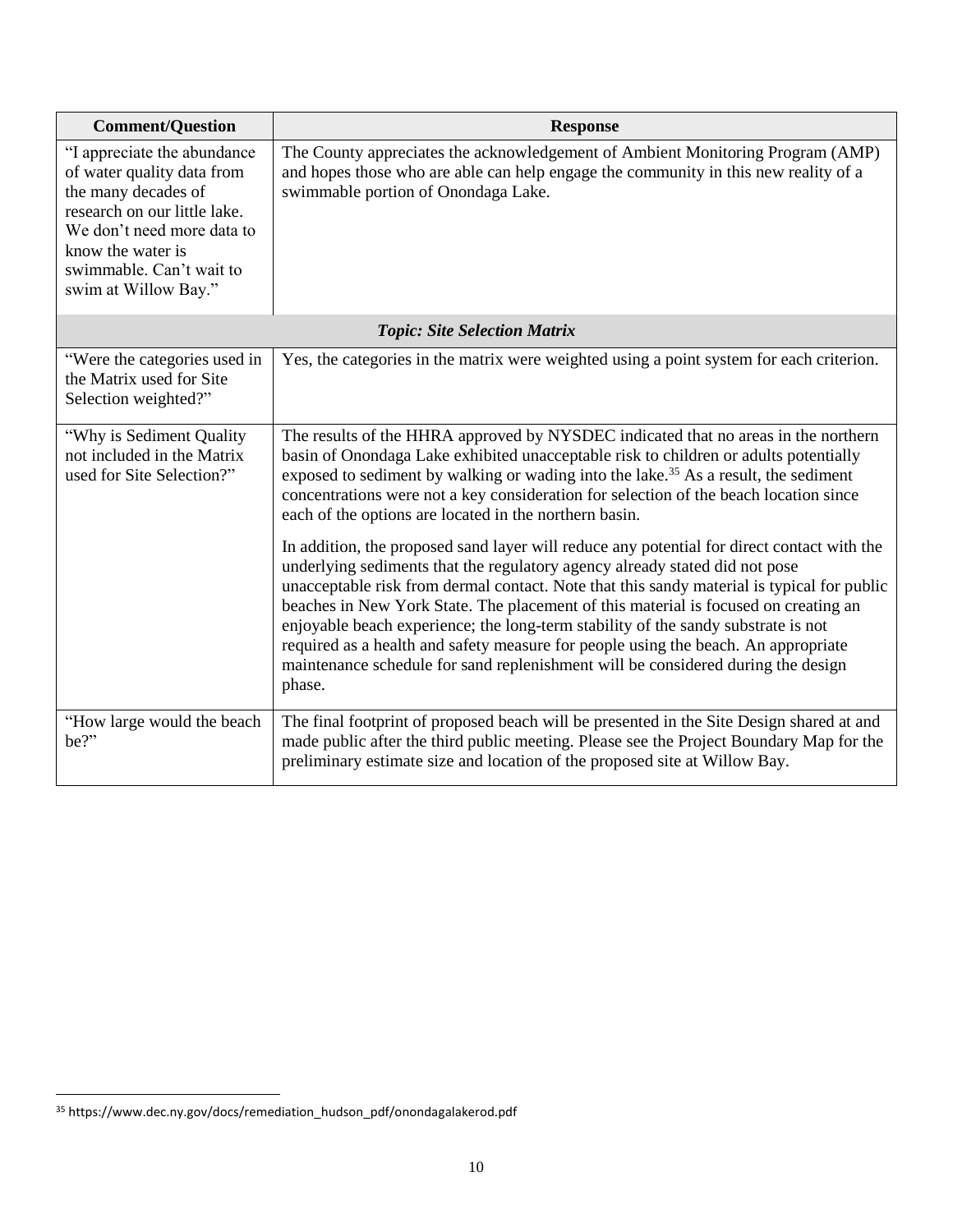| Comment/Question | Response |
| --- | --- |
| "I appreciate the abundance of water quality data from the many decades of research on our little lake. We don't need more data to know the water is swimmable. Can't wait to swim at Willow Bay." | The County appreciates the acknowledgement of Ambient Monitoring Program (AMP) and hopes those who are able can help engage the community in this new reality of a swimmable portion of Onondaga Lake. |
| ***Topic: Site Selection Matrix*** | |
| "Were the categories used in the Matrix used for Site Selection weighted?" | Yes, the categories in the matrix were weighted using a point system for each criterion. |
| "Why is Sediment Quality not included in the Matrix used for Site Selection?" | The results of the HHRA approved by NYSDEC indicated that no areas in the northern basin of Onondaga Lake exhibited unacceptable risk to children or adults potentially exposed to sediment by walking or wading into the lake.[35] As a result, the sediment concentrations were not a key consideration for selection of the beach location since each of the options are located in the northern basin.<br><br>In addition, the proposed sand layer will reduce any potential for direct contact with the underlying sediments that the regulatory agency already stated did not pose unacceptable risk from dermal contact. Note that this sandy material is typical for public beaches in New York State. The placement of this material is focused on creating an enjoyable beach experience; the long-term stability of the sandy substrate is not required as a health and safety measure for people using the beach. An appropriate maintenance schedule for sand replenishment will be considered during the design phase. |
| "How large would the beach be?" | The final footprint of proposed beach will be presented in the Site Design shared at and made public after the third public meeting. Please see the Project Boundary Map for the preliminary estimate size and location of the proposed site at Willow Bay. |

[35] https://www.dec.ny.gov/docs/remediation_hudson_pdf/onondagalakerod.pdf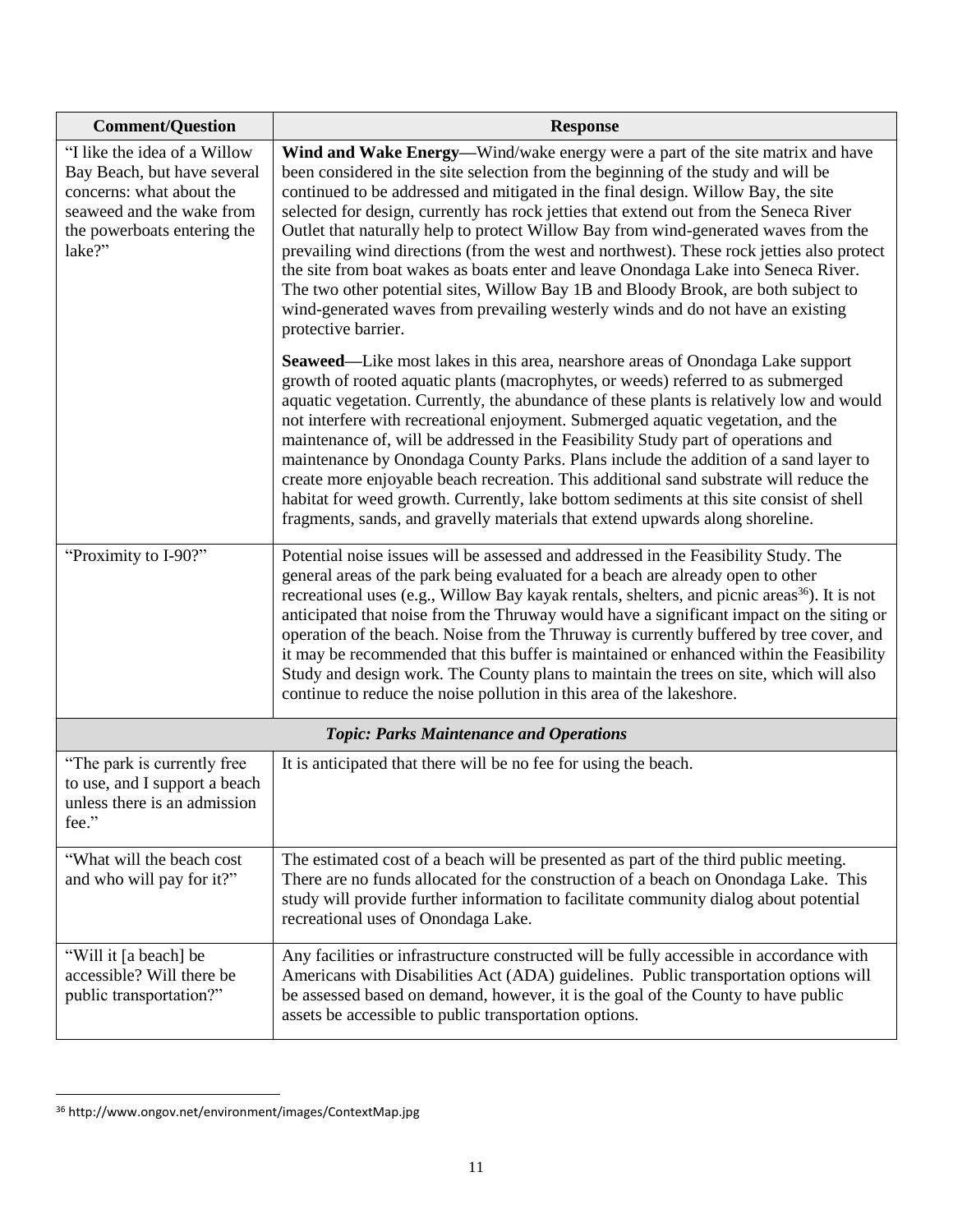| Comment/Question | Response |
|---|---|
| "I like the idea of a Willow Bay Beach, but have several concerns: what about the seaweed and the wake from the powerboats entering the lake?" | **Wind and Wake Energy**—Wind/wake energy were a part of the site matrix and have been considered in the site selection from the beginning of the study and will be continued to be addressed and mitigated in the final design. Willow Bay, the site selected for design, currently has rock jetties that extend out from the Seneca River Outlet that naturally help to protect Willow Bay from wind-generated waves from the prevailing wind directions (from the west and northwest). These rock jetties also protect the site from boat wakes as boats enter and leave Onondaga Lake into Seneca River. The two other potential sites, Willow Bay 1B and Bloody Brook, are both subject to wind-generated waves from prevailing westerly winds and do not have an existing protective barrier.<br><br>**Seaweed**—Like most lakes in this area, nearshore areas of Onondaga Lake support growth of rooted aquatic plants (macrophytes, or weeds) referred to as submerged aquatic vegetation. Currently, the abundance of these plants is relatively low and would not interfere with recreational enjoyment. Submerged aquatic vegetation, and the maintenance of, will be addressed in the Feasibility Study part of operations and maintenance by Onondaga County Parks. Plans include the addition of a sand layer to create more enjoyable beach recreation. This additional sand substrate will reduce the habitat for weed growth. Currently, lake bottom sediments at this site consist of shell fragments, sands, and gravelly materials that extend upwards along shoreline. |
| "Proximity to I-90?" | Potential noise issues will be assessed and addressed in the Feasibility Study. The general areas of the park being evaluated for a beach are already open to other recreational uses (e.g., Willow Bay kayak rentals, shelters, and picnic areas[36]). It is not anticipated that noise from the Thruway would have a significant impact on the siting or operation of the beach. Noise from the Thruway is currently buffered by tree cover, and it may be recommended that this buffer is maintained or enhanced within the Feasibility Study and design work. The County plans to maintain the trees on site, which will also continue to reduce the noise pollution in this area of the lakeshore. |
| ***Topic: Parks Maintenance and Operations*** | |
| "The park is currently free to use, and I support a beach unless there is an admission fee." | It is anticipated that there will be no fee for using the beach. |
| "What will the beach cost and who will pay for it?" | The estimated cost of a beach will be presented as part of the third public meeting. There are no funds allocated for the construction of a beach on Onondaga Lake. This study will provide further information to facilitate community dialog about potential recreational uses of Onondaga Lake. |
| "Will it [a beach] be accessible? Will there be public transportation?" | Any facilities or infrastructure constructed will be fully accessible in accordance with Americans with Disabilities Act (ADA) guidelines. Public transportation options will be assessed based on demand, however, it is the goal of the County to have public assets be accessible to public transportation options. |

[36] http://www.ongov.net/environment/images/ContextMap.jpg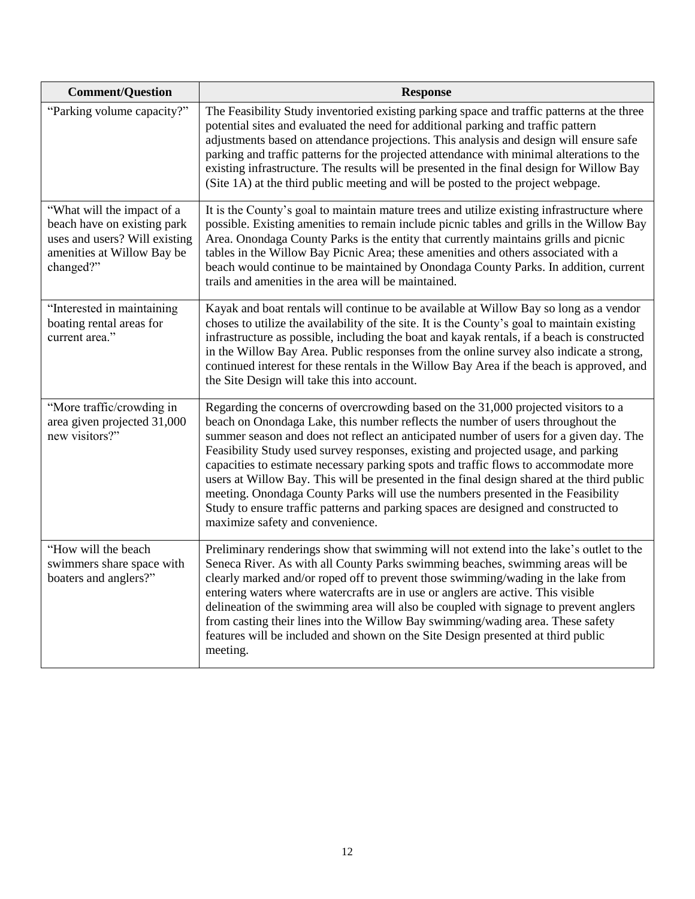| Comment/Question | Response |
|---|---|
| "Parking volume capacity?" | The Feasibility Study inventoried existing parking space and traffic patterns at the three potential sites and evaluated the need for additional parking and traffic pattern adjustments based on attendance projections. This analysis and design will ensure safe parking and traffic patterns for the projected attendance with minimal alterations to the existing infrastructure. The results will be presented in the final design for Willow Bay (Site 1A) at the third public meeting and will be posted to the project webpage. |
| "What will the impact of a beach have on existing park uses and users? Will existing amenities at Willow Bay be changed?" | It is the County's goal to maintain mature trees and utilize existing infrastructure where possible. Existing amenities to remain include picnic tables and grills in the Willow Bay Area. Onondaga County Parks is the entity that currently maintains grills and picnic tables in the Willow Bay Picnic Area; these amenities and others associated with a beach would continue to be maintained by Onondaga County Parks. In addition, current trails and amenities in the area will be maintained. |
| "Interested in maintaining boating rental areas for current area." | Kayak and boat rentals will continue to be available at Willow Bay so long as a vendor choses to utilize the availability of the site. It is the County's goal to maintain existing infrastructure as possible, including the boat and kayak rentals, if a beach is constructed in the Willow Bay Area. Public responses from the online survey also indicate a strong, continued interest for these rentals in the Willow Bay Area if the beach is approved, and the Site Design will take this into account. |
| "More traffic/crowding in area given projected 31,000 new visitors?" | Regarding the concerns of overcrowding based on the 31,000 projected visitors to a beach on Onondaga Lake, this number reflects the number of users throughout the summer season and does not reflect an anticipated number of users for a given day. The Feasibility Study used survey responses, existing and projected usage, and parking capacities to estimate necessary parking spots and traffic flows to accommodate more users at Willow Bay. This will be presented in the final design shared at the third public meeting. Onondaga County Parks will use the numbers presented in the Feasibility Study to ensure traffic patterns and parking spaces are designed and constructed to maximize safety and convenience. |
| "How will the beach swimmers share space with boaters and anglers?" | Preliminary renderings show that swimming will not extend into the lake's outlet to the Seneca River. As with all County Parks swimming beaches, swimming areas will be clearly marked and/or roped off to prevent those swimming/wading in the lake from entering waters where watercrafts are in use or anglers are active. This visible delineation of the swimming area will also be coupled with signage to prevent anglers from casting their lines into the Willow Bay swimming/wading area. These safety features will be included and shown on the Site Design presented at third public meeting. |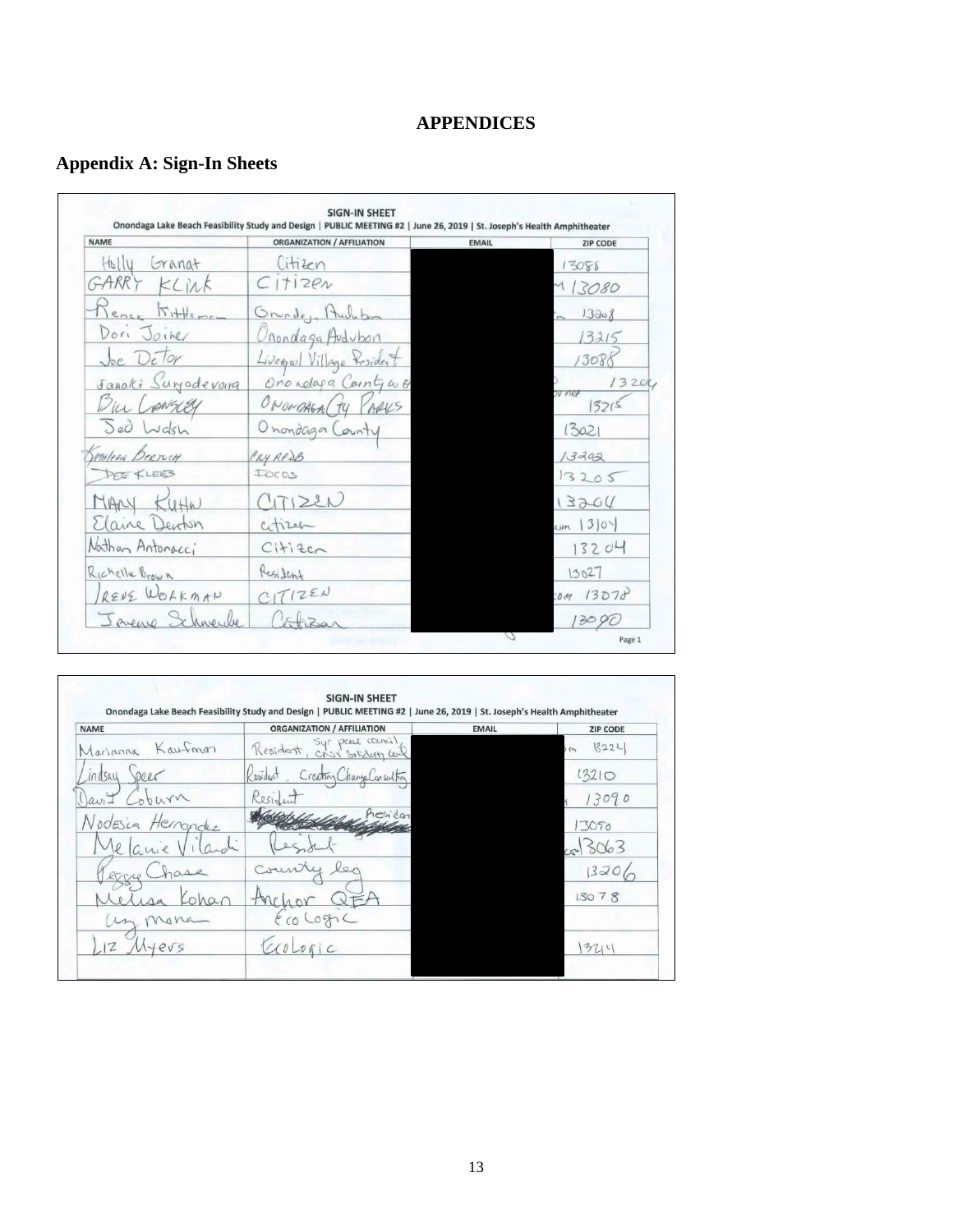# APPENDICES

## Appendix A: Sign-In Sheets

**SIGN-IN SHEET**

Onondaga Lake Beach Feasibility Study and Design | PUBLIC MEETING #2 | June 26, 2019 | St. Joseph's Health Amphitheater

| NAME | ORGANIZATION / AFFILIATION | EMAIL | ZIP CODE |
|---|---|---|---|
| Holly Granat | Citizen | | 13088 |
| GARRY KLINK | CITIZEN | | 13080 |
| Renee Kittleman | Onondaga Audubon | | 13208 |
| Dori Joiner | Onondaga Audubon | | 13215 |
| Joe Detor | Liverpool Village Resident | | 13088 |
| Janaki Suryodevara | Onondaga County W.E.P. | | 13204 |
| Bill Lansley | ONONDAGA CTY PARKS | | 13215 |
| Sed Walsh | Onondaga County | | 13021 |
| Kathleen Bertuch | PRY RP&B | | 13202 |
| DEE KLEES | FOCUS | | 13205 |
| MARY KUHN | CITIZEN | | 13204 |
| Elaine Denton | citizen | | 13104 |
| Nathan Antonacci | Citizen | | 13204 |
| Richelle Brown | Resident | | 13027 |
| RENE WORKMAN | CITIZEN | | 13078 |
| Jeanne Schwenke | Citizen | | 13090 |

**SIGN-IN SHEET**

Onondaga Lake Beach Feasibility Study and Design | PUBLIC MEETING #2 | June 26, 2019 | St. Joseph's Health Amphitheater

| NAME | ORGANIZATION / AFFILIATION | EMAIL | ZIP CODE |
|---|---|---|---|
| Marianna Kaufman | Resident, Syr Peace Council, CNY Solidarity Coal. | | 13224 |
| Lindsay Speer | Resident, Creating Change Consulting | | 13210 |
| David Coburn | Resident | | 13090 |
| Nodesia Hernandez | Resident | | 13090 |
| Melanie Vilardi | Resident | | 13063 |
| Peggy Chase | county leg | | 13206 |
| Melissa Kohan | Anchor QEA | | 13078 |
| Liz Moran | EcoLogic | | |
| LIZ Myers | EcoLogic | | 13214 |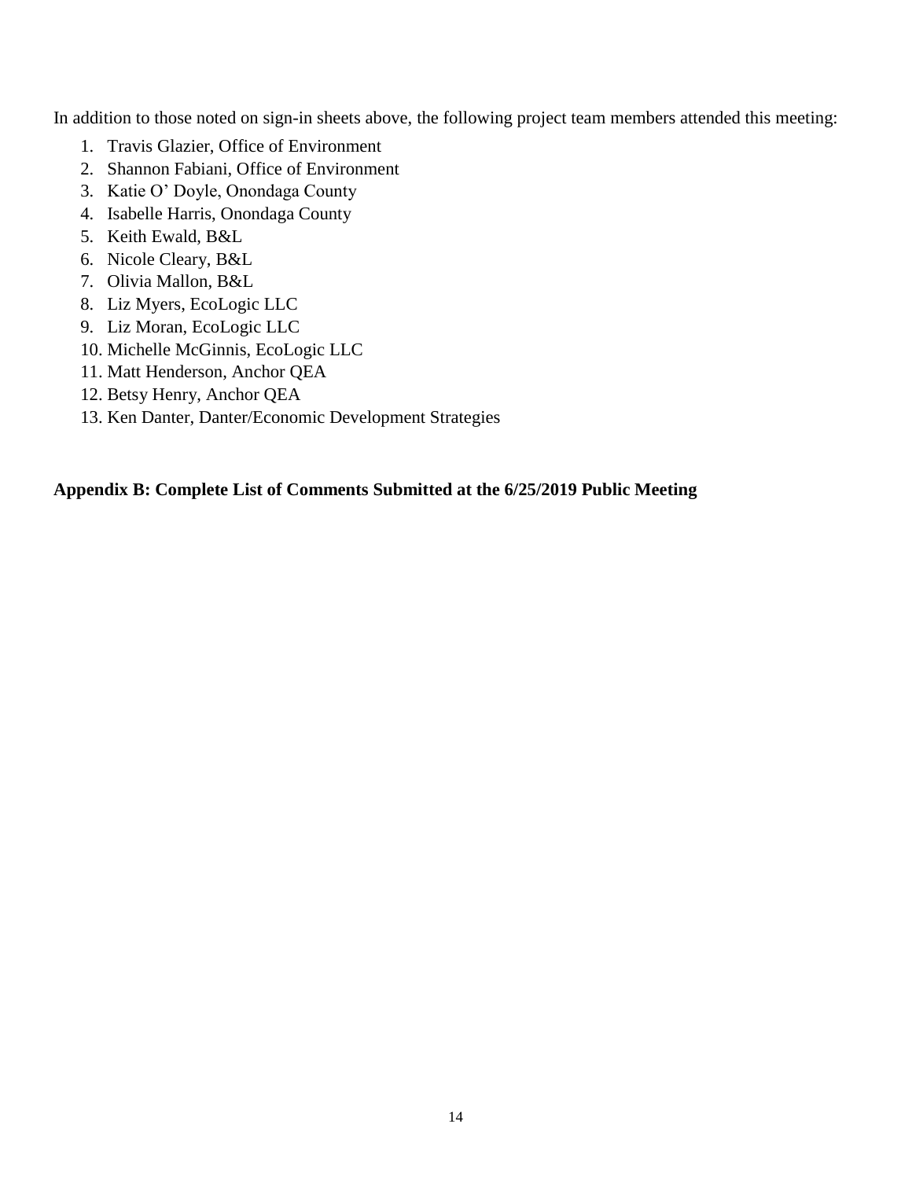In addition to those noted on sign-in sheets above, the following project team members attended this meeting:

1. Travis Glazier, Office of Environment
2. Shannon Fabiani, Office of Environment
3. Katie O' Doyle, Onondaga County
4. Isabelle Harris, Onondaga County
5. Keith Ewald, B&L
6. Nicole Cleary, B&L
7. Olivia Mallon, B&L
8. Liz Myers, EcoLogic LLC
9. Liz Moran, EcoLogic LLC
10. Michelle McGinnis, EcoLogic LLC
11. Matt Henderson, Anchor QEA
12. Betsy Henry, Anchor QEA
13. Ken Danter, Danter/Economic Development Strategies

## Appendix B: Complete List of Comments Submitted at the 6/25/2019 Public Meeting